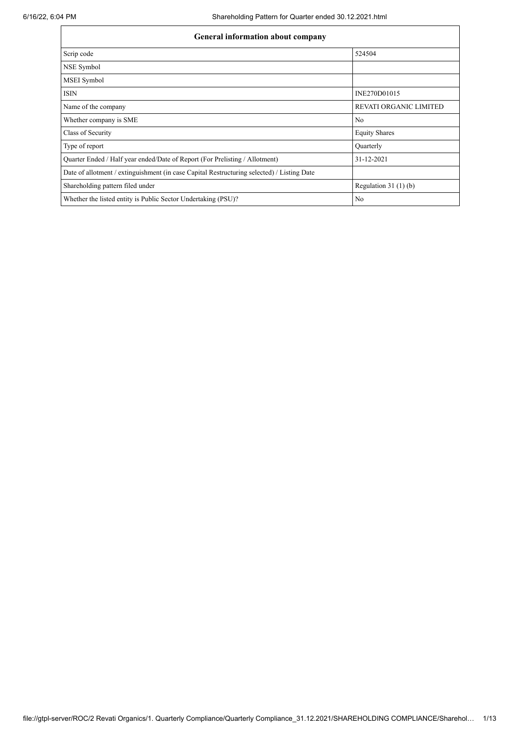| General information about company | |
|---|---|
| Scrip code | 524504 |
| NSE Symbol | |
| MSEI Symbol | |
| ISIN | INE270D01015 |
| Name of the company | REVATI ORGANIC LIMITED |
| Whether company is SME | No |
| Class of Security | Equity Shares |
| Type of report | Quarterly |
| Quarter Ended / Half year ended/Date of Report (For Prelisting / Allotment) | 31-12-2021 |
| Date of allotment / extinguishment (in case Capital Restructuring selected) / Listing Date | |
| Shareholding pattern filed under | Regulation 31 (1) (b) |
| Whether the listed entity is Public Sector Undertaking (PSU)? | No |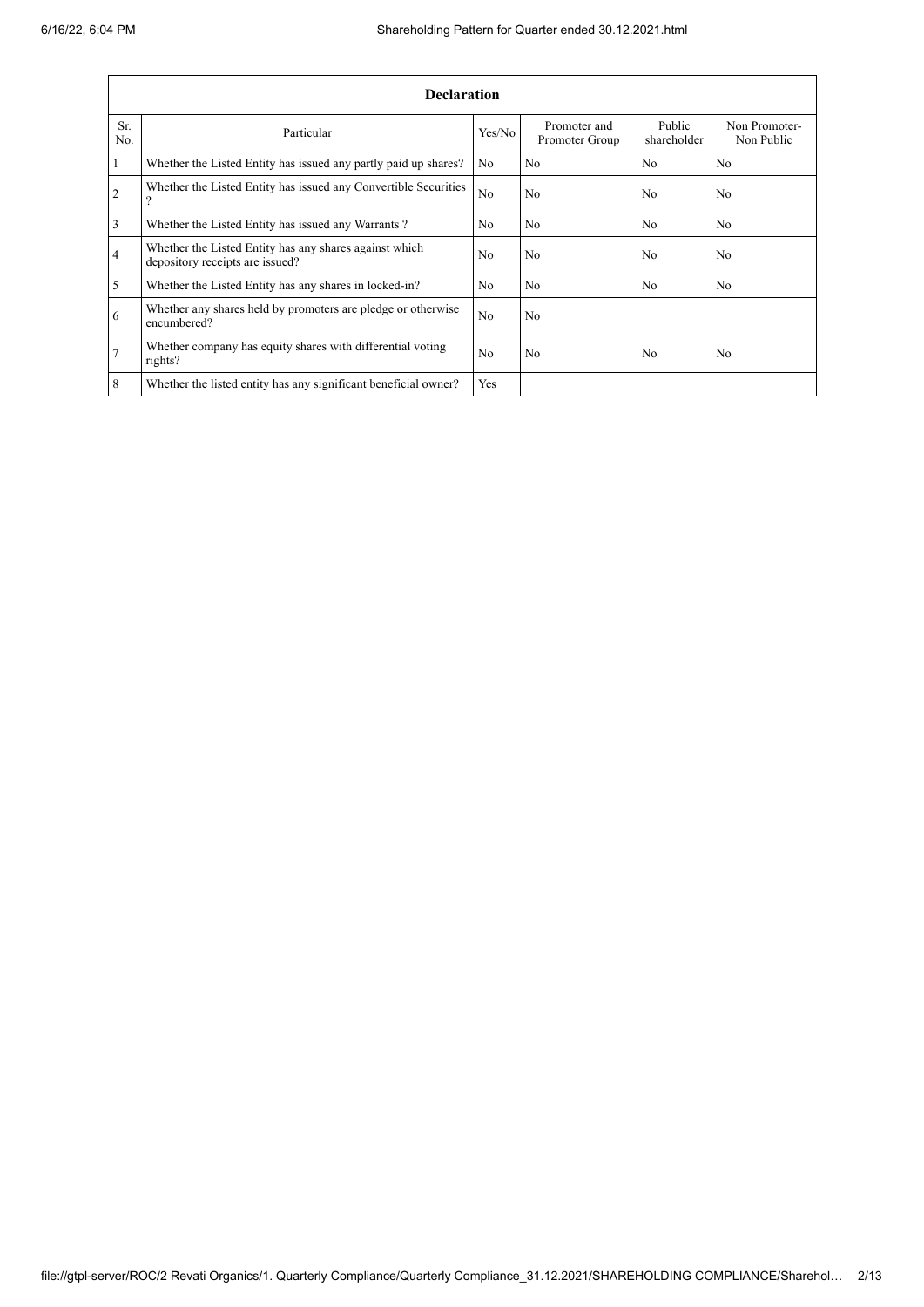| Declaration | | | | | |
|---|---|---|---|---|---|
| Sr. No. | Particular | Yes/No | Promoter and Promoter Group | Public shareholder | Non Promoter-Non Public |
| 1 | Whether the Listed Entity has issued any partly paid up shares? | No | No | No | No |
| 2 | Whether the Listed Entity has issued any Convertible Securities ? | No | No | No | No |
| 3 | Whether the Listed Entity has issued any Warrants ? | No | No | No | No |
| 4 | Whether the Listed Entity has any shares against which depository receipts are issued? | No | No | No | No |
| 5 | Whether the Listed Entity has any shares in locked-in? | No | No | No | No |
| 6 | Whether any shares held by promoters are pledge or otherwise encumbered? | No | No | | |
| 7 | Whether company has equity shares with differential voting rights? | No | No | No | No |
| 8 | Whether the listed entity has any significant beneficial owner? | Yes | | | |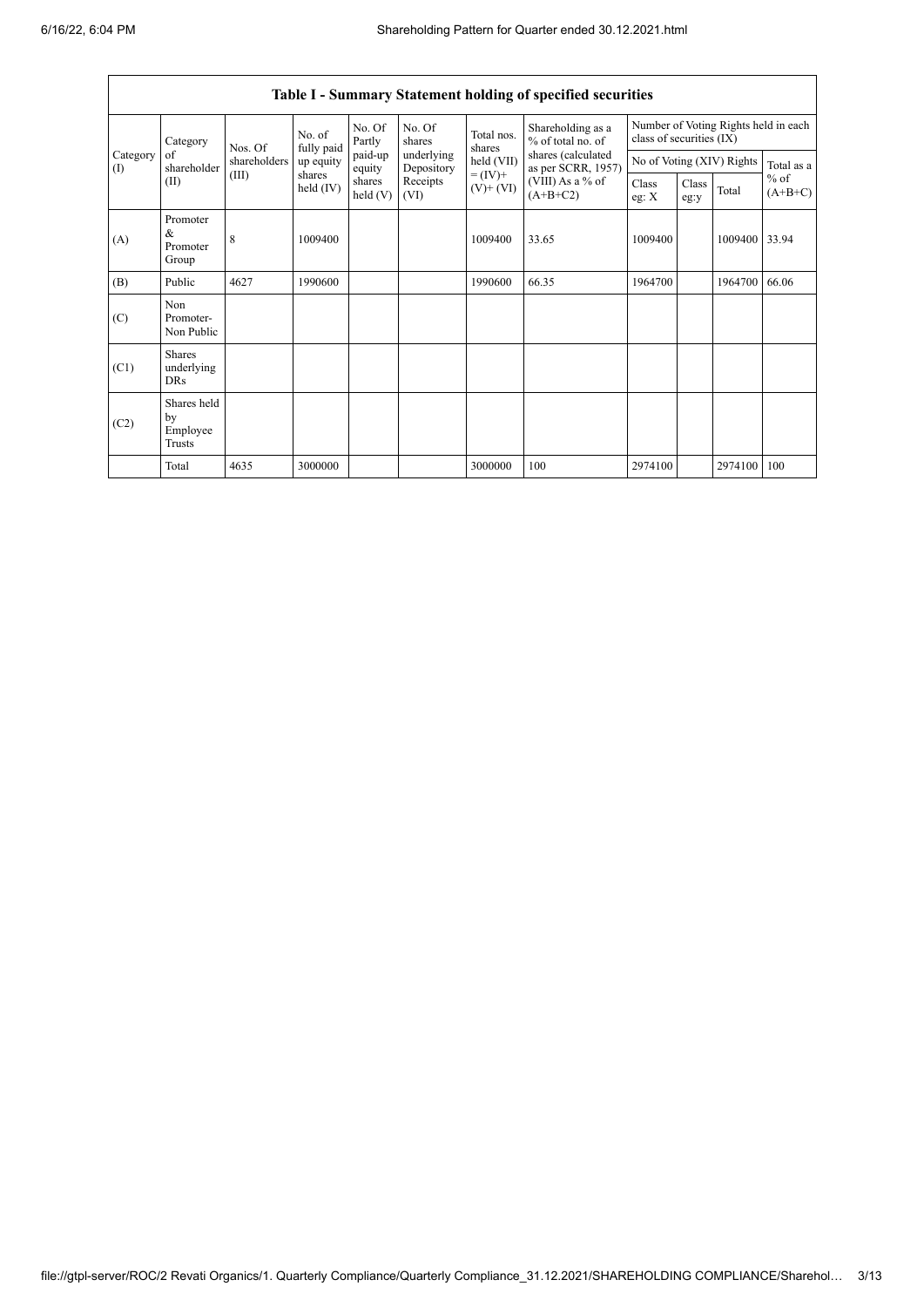| Table I - Summary Statement holding of specified securities | | | | | | | | | | | | |
|---|---|---|---|---|---|---|---|---|---|---|---|---|
| Category (I) | Category of shareholder (II) | Nos. Of shareholders (III) | No. of fully paid up equity shares held (IV) | No. Of Partly paid-up equity shares held (V) | No. Of shares underlying Depository Receipts (VI) | Total nos. shares held (VII) = (IV)+ (V)+ (VI) | Shareholding as a % of total no. of shares (calculated as per SCRR, 1957) (VIII) As a % of (A+B+C2) | Number of Voting Rights held in each class of securities (IX) | | | |
| | | | | | | | | No of Voting (XIV) Rights | | | Total as a % of (A+B+C) |
| | | | | | | | | Class eg: X | Class eg:y | Total | |
| (A) | Promoter & Promoter Group | 8 | 1009400 | | | 1009400 | 33.65 | 1009400 | | 1009400 | 33.94 |
| (B) | Public | 4627 | 1990600 | | | 1990600 | 66.35 | 1964700 | | 1964700 | 66.06 |
| (C) | Non Promoter- Non Public | | | | | | | | | | |
| (C1) | Shares underlying DRs | | | | | | | | | | |
| (C2) | Shares held by Employee Trusts | | | | | | | | | | |
| | Total | 4635 | 3000000 | | | 3000000 | 100 | 2974100 | | 2974100 | 100 |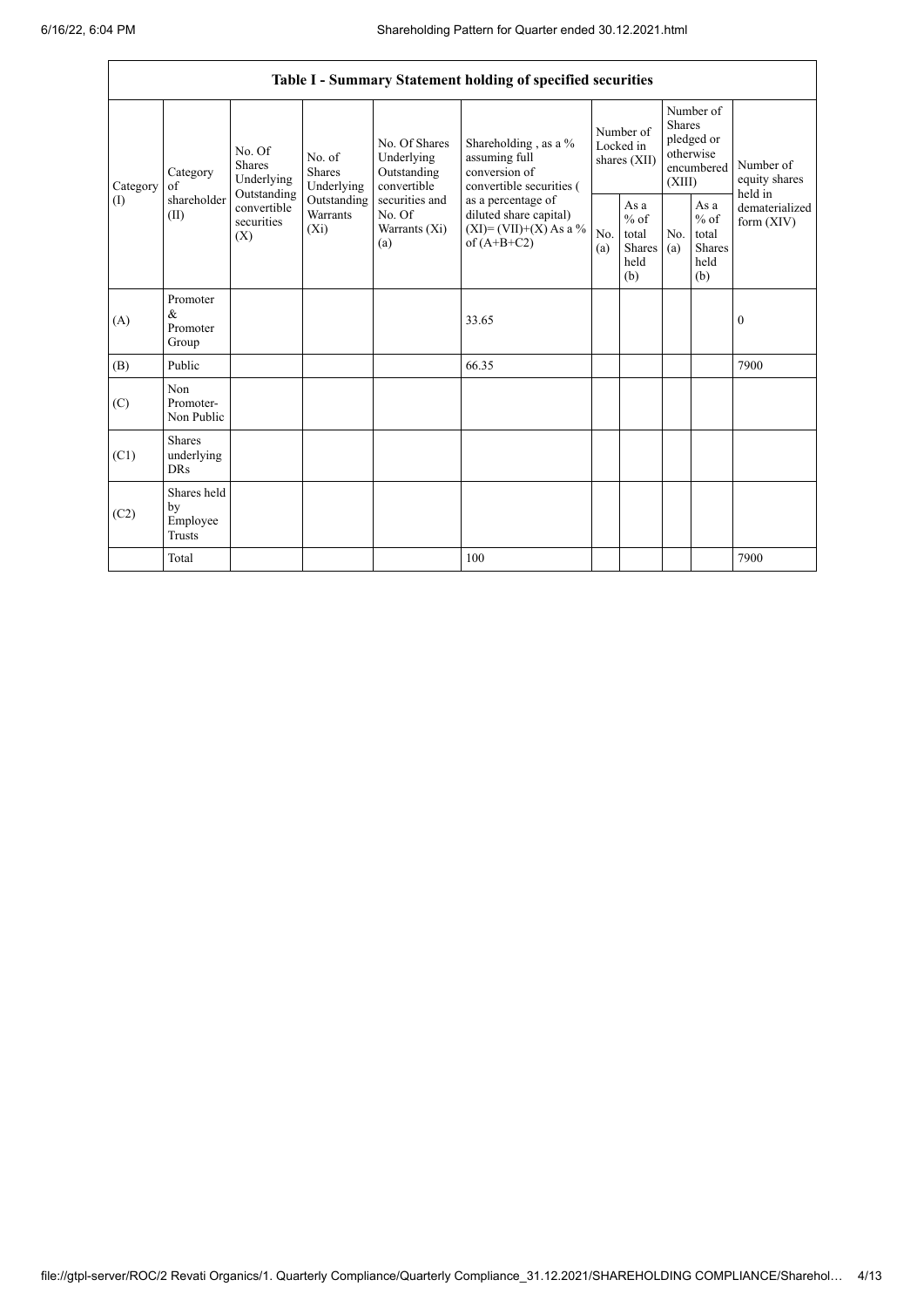| Table I - Summary Statement holding of specified securities | | | | | | | | | | | |
|---|---|---|---|---|---|---|---|---|---|---|---|
| Category (I) | Category of shareholder (II) | No. Of Shares Underlying Outstanding convertible securities (X) | No. of Shares Underlying Outstanding Warrants (Xi) | No. Of Shares Underlying Outstanding convertible securities and No. Of Warrants (Xi) (a) | Shareholding , as a % assuming full conversion of convertible securities ( as a percentage of diluted share capital) (XI)= (VII)+(X) As a % of (A+B+C2) | Number of Locked in shares (XII) | | Number of Shares pledged or otherwise encumbered (XIII) | | Number of equity shares held in dematerialized form (XIV) |
| | | | | | | No. (a) | As a % of total Shares held (b) | No. (a) | As a % of total Shares held (b) | |
| (A) | Promoter & Promoter Group | | | | 33.65 | | | | | 0 |
| (B) | Public | | | | 66.35 | | | | | 7900 |
| (C) | Non Promoter- Non Public | | | | | | | | | |
| (C1) | Shares underlying DRs | | | | | | | | | |
| (C2) | Shares held by Employee Trusts | | | | | | | | | |
| | Total | | | | 100 | | | | | 7900 |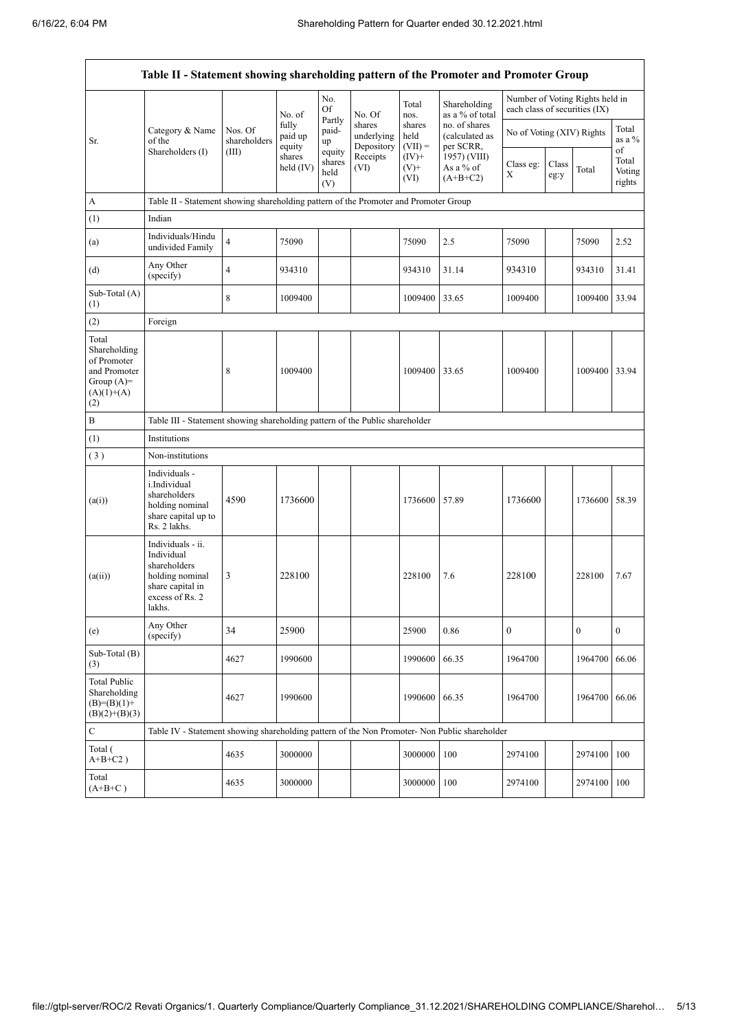| Table II - Statement showing shareholding pattern of the Promoter and Promoter Group | | | | | | | | | | | |
|---|---|---|---|---|---|---|---|---|---|---|---|
| Sr. | Category & Name of the Shareholders (I) | Nos. Of shareholders (III) | No. of fully paid up equity shares held (IV) | No. Of Partly paid-up equity shares held (V) | No. Of shares underlying Depository Receipts (VI) | Total nos. shares held (VII) = (IV)+ (V)+ (VI) | Shareholding as a % of total no. of shares (calculated as per SCRR, 1957) (VIII) As a % of (A+B+C2) | Number of Voting Rights held in each class of securities (IX) | | | |
| | | | | | | | | No of Voting (XIV) Rights | | | Total as a % of Total Voting rights |
| | | | | | | | | Class eg: X | Class eg:y | Total | |
| A | Table II - Statement showing shareholding pattern of the Promoter and Promoter Group | | | | | | | | | | |
| (1) | Indian | | | | | | | | | | |
| (a) | Individuals/Hindu undivided Family | 4 | 75090 | | | 75090 | 2.5 | 75090 | | 75090 | 2.52 |
| (d) | Any Other (specify) | 4 | 934310 | | | 934310 | 31.14 | 934310 | | 934310 | 31.41 |
| Sub-Total (A) (1) | | 8 | 1009400 | | | 1009400 | 33.65 | 1009400 | | 1009400 | 33.94 |
| (2) | Foreign | | | | | | | | | | |
| Total Shareholding of Promoter and Promoter Group (A)= (A)(1)+(A) (2) | | 8 | 1009400 | | | 1009400 | 33.65 | 1009400 | | 1009400 | 33.94 |
| B | Table III - Statement showing shareholding pattern of the Public shareholder | | | | | | | | | | |
| (1) | Institutions | | | | | | | | | | |
| (3) | Non-institutions | | | | | | | | | | |
| (a(i)) | Individuals - i.Individual shareholders holding nominal share capital up to Rs. 2 lakhs. | 4590 | 1736600 | | | 1736600 | 57.89 | 1736600 | | 1736600 | 58.39 |
| (a(ii)) | Individuals - ii. Individual shareholders holding nominal share capital in excess of Rs. 2 lakhs. | 3 | 228100 | | | 228100 | 7.6 | 228100 | | 228100 | 7.67 |
| (e) | Any Other (specify) | 34 | 25900 | | | 25900 | 0.86 | 0 | | 0 | 0 |
| Sub-Total (B) (3) | | 4627 | 1990600 | | | 1990600 | 66.35 | 1964700 | | 1964700 | 66.06 |
| Total Public Shareholding (B)=(B)(1)+ (B)(2)+(B)(3) | | 4627 | 1990600 | | | 1990600 | 66.35 | 1964700 | | 1964700 | 66.06 |
| C | Table IV - Statement showing shareholding pattern of the Non Promoter- Non Public shareholder | | | | | | | | | | |
| Total ( A+B+C2 ) | | 4635 | 3000000 | | | 3000000 | 100 | 2974100 | | 2974100 | 100 |
| Total (A+B+C ) | | 4635 | 3000000 | | | 3000000 | 100 | 2974100 | | 2974100 | 100 |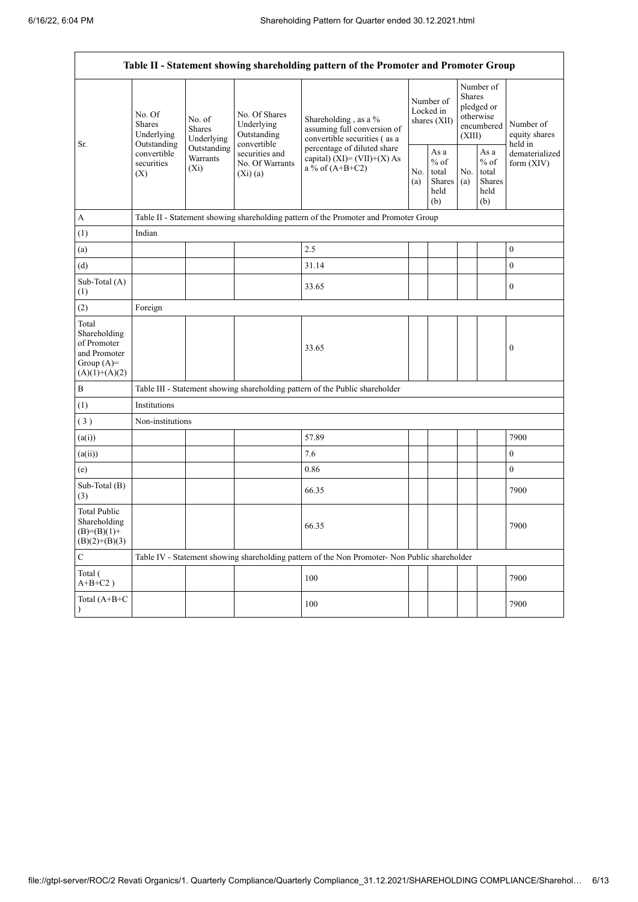| Table II - Statement showing shareholding pattern of the Promoter and Promoter Group | | | | | | | | | |
|---|---|---|---|---|---|---|---|---|---|
| Sr. | No. Of Shares Underlying Outstanding convertible securities (X) | No. of Shares Underlying Outstanding Warrants (Xi) | No. Of Shares Underlying Outstanding convertible securities and No. Of Warrants (Xi) (a) | Shareholding , as a % assuming full conversion of convertible securities ( as a percentage of diluted share capital) (XI)= (VII)+(X) As a % of (A+B+C2) | Number of Locked in shares (XII) | | Number of Shares pledged or otherwise encumbered (XIII) | | Number of equity shares held in dematerialized form (XIV) |
| | | | | | No. (a) | As a % of total Shares held (b) | No. (a) | As a % of total Shares held (b) | |
| A | Table II - Statement showing shareholding pattern of the Promoter and Promoter Group | | | | | | | | |
| (1) | Indian | | | | | | | | |
| (a) | | | | 2.5 | | | | | 0 |
| (d) | | | | 31.14 | | | | | 0 |
| Sub-Total (A) (1) | | | | 33.65 | | | | | 0 |
| (2) | Foreign | | | | | | | | |
| Total Shareholding of Promoter and Promoter Group (A)= (A)(1)+(A)(2) | | | | 33.65 | | | | | 0 |
| B | Table III - Statement showing shareholding pattern of the Public shareholder | | | | | | | | |
| (1) | Institutions | | | | | | | | |
| ( 3 ) | Non-institutions | | | | | | | | |
| (a(i)) | | | | 57.89 | | | | | 7900 |
| (a(ii)) | | | | 7.6 | | | | | 0 |
| (e) | | | | 0.86 | | | | | 0 |
| Sub-Total (B) (3) | | | | 66.35 | | | | | 7900 |
| Total Public Shareholding (B)=(B)(1)+(B)(2)+(B)(3) | | | | 66.35 | | | | | 7900 |
| C | Table IV - Statement showing shareholding pattern of the Non Promoter- Non Public shareholder | | | | | | | | |
| Total ( A+B+C2 ) | | | | 100 | | | | | 7900 |
| Total (A+B+C ) | | | | 100 | | | | | 7900 |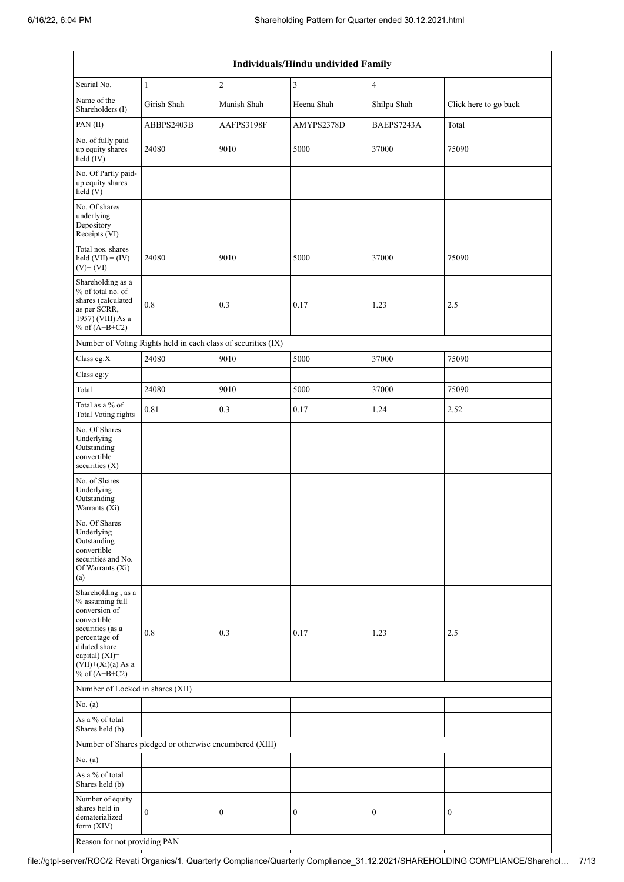| Individuals/Hindu undivided Family | | | | | |
|---|---|---|---|---|---|
| Searial No. | 1 | 2 | 3 | 4 | |
| Name of the Shareholders (I) | Girish Shah | Manish Shah | Heena Shah | Shilpa Shah | Click here to go back |
| PAN (II) | ABBPS2403B | AAFPS3198F | AMYPS2378D | BAEPS7243A | Total |
| No. of fully paid up equity shares held (IV) | 24080 | 9010 | 5000 | 37000 | 75090 |
| No. Of Partly paid-up equity shares held (V) | | | | | |
| No. Of shares underlying Depository Receipts (VI) | | | | | |
| Total nos. shares held (VII) = (IV)+ (V)+ (VI) | 24080 | 9010 | 5000 | 37000 | 75090 |
| Shareholding as a % of total no. of shares (calculated as per SCRR, 1957) (VIII) As a % of (A+B+C2) | 0.8 | 0.3 | 0.17 | 1.23 | 2.5 |
| Number of Voting Rights held in each class of securities (IX) | | | | | |
| Class eg:X | 24080 | 9010 | 5000 | 37000 | 75090 |
| Class eg:y | | | | | |
| Total | 24080 | 9010 | 5000 | 37000 | 75090 |
| Total as a % of Total Voting rights | 0.81 | 0.3 | 0.17 | 1.24 | 2.52 |
| No. Of Shares Underlying Outstanding convertible securities (X) | | | | | |
| No. of Shares Underlying Outstanding Warrants (Xi) | | | | | |
| No. Of Shares Underlying Outstanding convertible securities and No. Of Warrants (Xi) (a) | | | | | |
| Shareholding , as a % assuming full conversion of convertible securities (as a percentage of diluted share capital) (XI)= (VII)+(Xi)(a) As a % of (A+B+C2) | 0.8 | 0.3 | 0.17 | 1.23 | 2.5 |
| Number of Locked in shares (XII) | | | | | |
| No. (a) | | | | | |
| As a % of total Shares held (b) | | | | | |
| Number of Shares pledged or otherwise encumbered (XIII) | | | | | |
| No. (a) | | | | | |
| As a % of total Shares held (b) | | | | | |
| Number of equity shares held in dematerialized form (XIV) | 0 | 0 | 0 | 0 | 0 |
| Reason for not providing PAN | | | | | |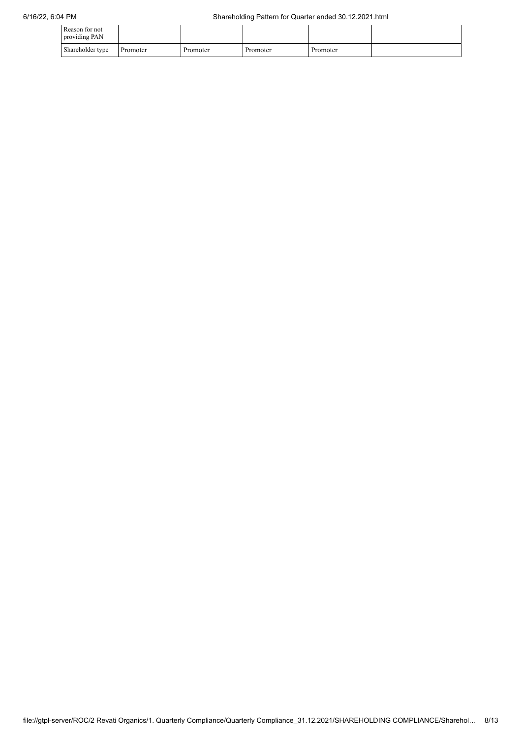| Reason for not providing PAN | | | | | |
|---|---|---|---|---|---|
| Shareholder type | Promoter | Promoter | Promoter | Promoter | |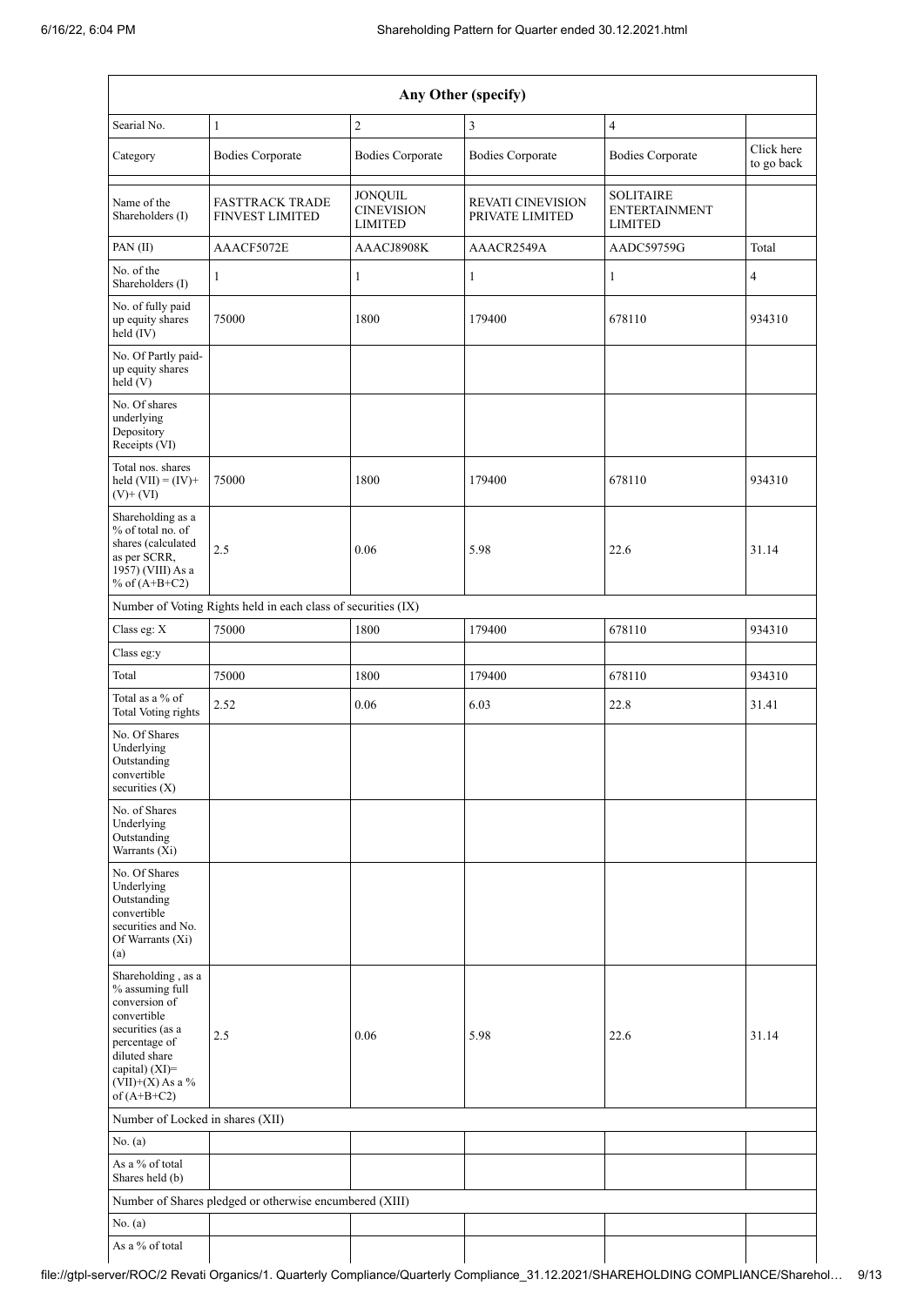| Any Other (specify) | | | | | |
|---|---|---|---|---|---|
| Searial No. | 1 | 2 | 3 | 4 | |
| Category | Bodies Corporate | Bodies Corporate | Bodies Corporate | Bodies Corporate | Click here to go back |
| Name of the Shareholders (I) | FASTTRACK TRADE FINVEST LIMITED | JONQUIL CINEVISION LIMITED | REVATI CINEVISION PRIVATE LIMITED | SOLITAIRE ENTERTAINMENT LIMITED | |
| PAN (II) | AAACF5072E | AAACJ8908K | AAACR2549A | AADC59759G | Total |
| No. of the Shareholders (I) | 1 | 1 | 1 | 1 | 4 |
| No. of fully paid up equity shares held (IV) | 75000 | 1800 | 179400 | 678110 | 934310 |
| No. Of Partly paid-up equity shares held (V) | | | | | |
| No. Of shares underlying Depository Receipts (VI) | | | | | |
| Total nos. shares held (VII) = (IV)+(V)+ (VI) | 75000 | 1800 | 179400 | 678110 | 934310 |
| Shareholding as a % of total no. of shares (calculated as per SCRR, 1957) (VIII) As a % of (A+B+C2) | 2.5 | 0.06 | 5.98 | 22.6 | 31.14 |
| Number of Voting Rights held in each class of securities (IX) | | | | | |
| Class eg: X | 75000 | 1800 | 179400 | 678110 | 934310 |
| Class eg:y | | | | | |
| Total | 75000 | 1800 | 179400 | 678110 | 934310 |
| Total as a % of Total Voting rights | 2.52 | 0.06 | 6.03 | 22.8 | 31.41 |
| No. Of Shares Underlying Outstanding convertible securities (X) | | | | | |
| No. of Shares Underlying Outstanding Warrants (Xi) | | | | | |
| No. Of Shares Underlying Outstanding convertible securities and No. Of Warrants (Xi) (a) | | | | | |
| Shareholding , as a % assuming full conversion of convertible securities (as a percentage of diluted share capital) (XI)= (VII)+(X) As a % of (A+B+C2) | 2.5 | 0.06 | 5.98 | 22.6 | 31.14 |
| Number of Locked in shares (XII) | | | | | |
| No. (a) | | | | | |
| As a % of total Shares held (b) | | | | | |
| Number of Shares pledged or otherwise encumbered (XIII) | | | | | |
| No. (a) | | | | | |
| As a % of total | | | | | |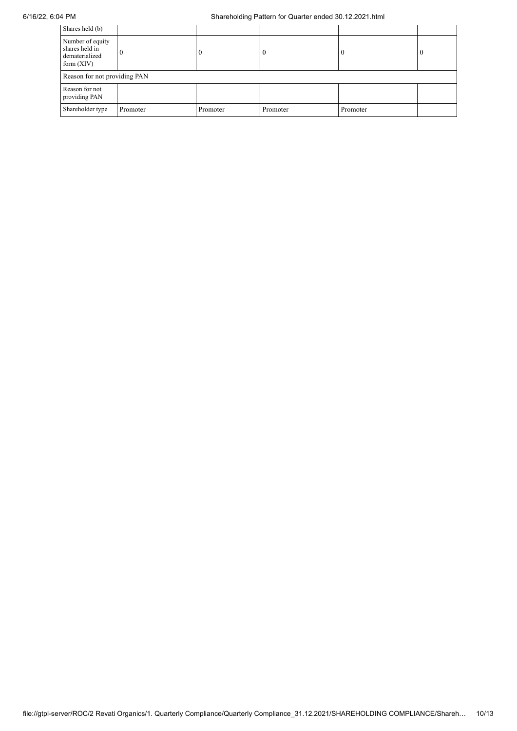| Shares held (b) | | | | | |
|---|---|---|---|---|---|
| Number of equity shares held in dematerialized form (XIV) | 0 | 0 | 0 | 0 | 0 |
| Reason for not providing PAN | | | | | |
| Reason for not providing PAN | | | | | |
| Shareholder type | Promoter | Promoter | Promoter | Promoter | |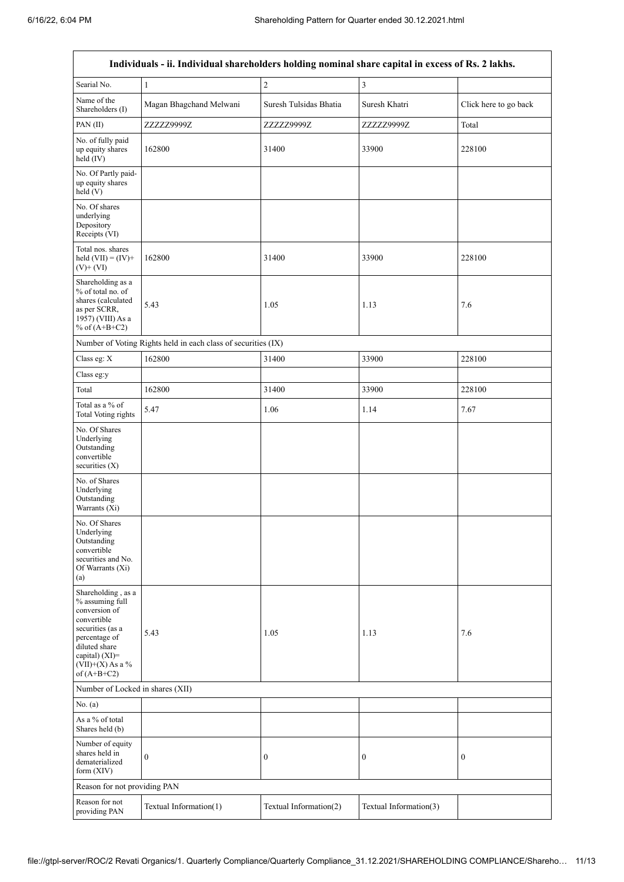| Individuals - ii. Individual shareholders holding nominal share capital in excess of Rs. 2 lakhs. | | | | |
|---|---|---|---|---|
| Searial No. | 1 | 2 | 3 | |
| Name of the Shareholders (I) | Magan Bhagchand Melwani | Suresh Tulsidas Bhatia | Suresh Khatri | Click here to go back |
| PAN (II) | ZZZZZ9999Z | ZZZZZ9999Z | ZZZZZ9999Z | Total |
| No. of fully paid up equity shares held (IV) | 162800 | 31400 | 33900 | 228100 |
| No. Of Partly paid-up equity shares held (V) | | | | |
| No. Of shares underlying Depository Receipts (VI) | | | | |
| Total nos. shares held (VII) = (IV)+ (V)+ (VI) | 162800 | 31400 | 33900 | 228100 |
| Shareholding as a % of total no. of shares (calculated as per SCRR, 1957) (VIII) As a % of (A+B+C2) | 5.43 | 1.05 | 1.13 | 7.6 |
| Number of Voting Rights held in each class of securities (IX) | | | | |
| Class eg: X | 162800 | 31400 | 33900 | 228100 |
| Class eg:y | | | | |
| Total | 162800 | 31400 | 33900 | 228100 |
| Total as a % of Total Voting rights | 5.47 | 1.06 | 1.14 | 7.67 |
| No. Of Shares Underlying Outstanding convertible securities (X) | | | | |
| No. of Shares Underlying Outstanding Warrants (Xi) | | | | |
| No. Of Shares Underlying Outstanding convertible securities and No. Of Warrants (Xi) (a) | | | | |
| Shareholding , as a % assuming full conversion of convertible securities (as a percentage of diluted share capital) (XI)= (VII)+(X) As a % of (A+B+C2) | 5.43 | 1.05 | 1.13 | 7.6 |
| Number of Locked in shares (XII) | | | | |
| No. (a) | | | | |
| As a % of total Shares held (b) | | | | |
| Number of equity shares held in dematerialized form (XIV) | 0 | 0 | 0 | 0 |
| Reason for not providing PAN | | | | |
| Reason for not providing PAN | Textual Information(1) | Textual Information(2) | Textual Information(3) | |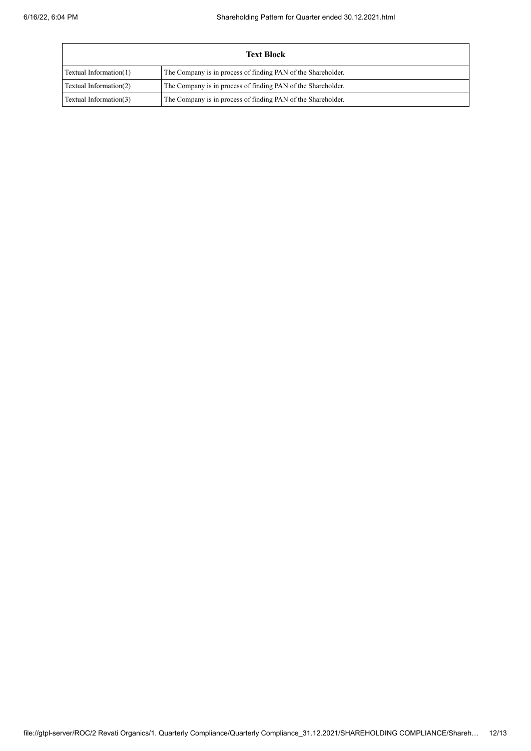| Text Block | |
|---|---|
| Textual Information(1) | The Company is in process of finding PAN of the Shareholder. |
| Textual Information(2) | The Company is in process of finding PAN of the Shareholder. |
| Textual Information(3) | The Company is in process of finding PAN of the Shareholder. |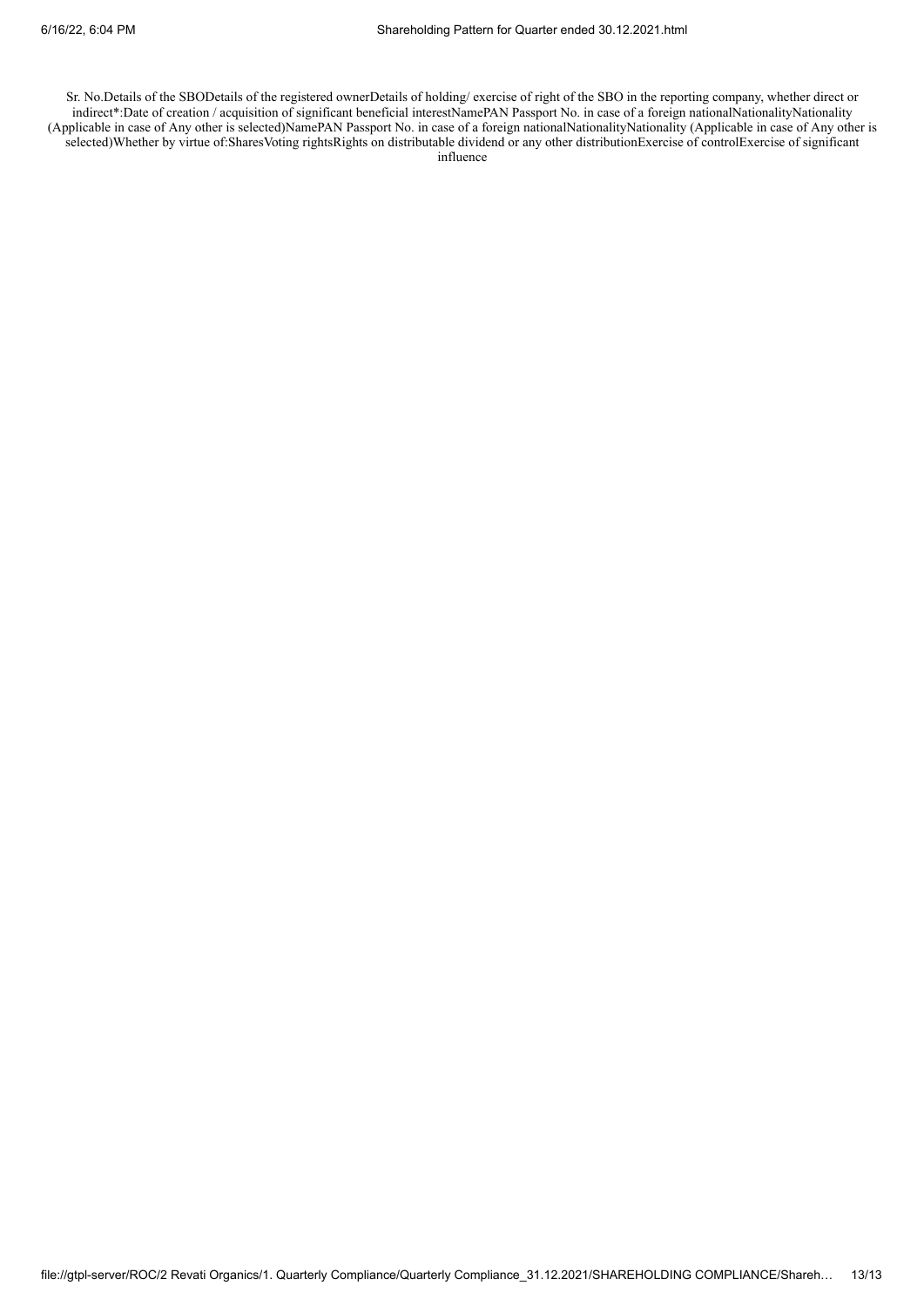Sr. No.Details of the SBODetails of the registered ownerDetails of holding/ exercise of right of the SBO in the reporting company, whether direct or indirect*:Date of creation / acquisition of significant beneficial interestNamePAN Passport No. in case of a foreign nationalNationalityNationality (Applicable in case of Any other is selected)NamePAN Passport No. in case of a foreign nationalNationalityNationality (Applicable in case of Any other is selected)Whether by virtue of:SharesVoting rightsRights on distributable dividend or any other distributionExercise of controlExercise of significant influence